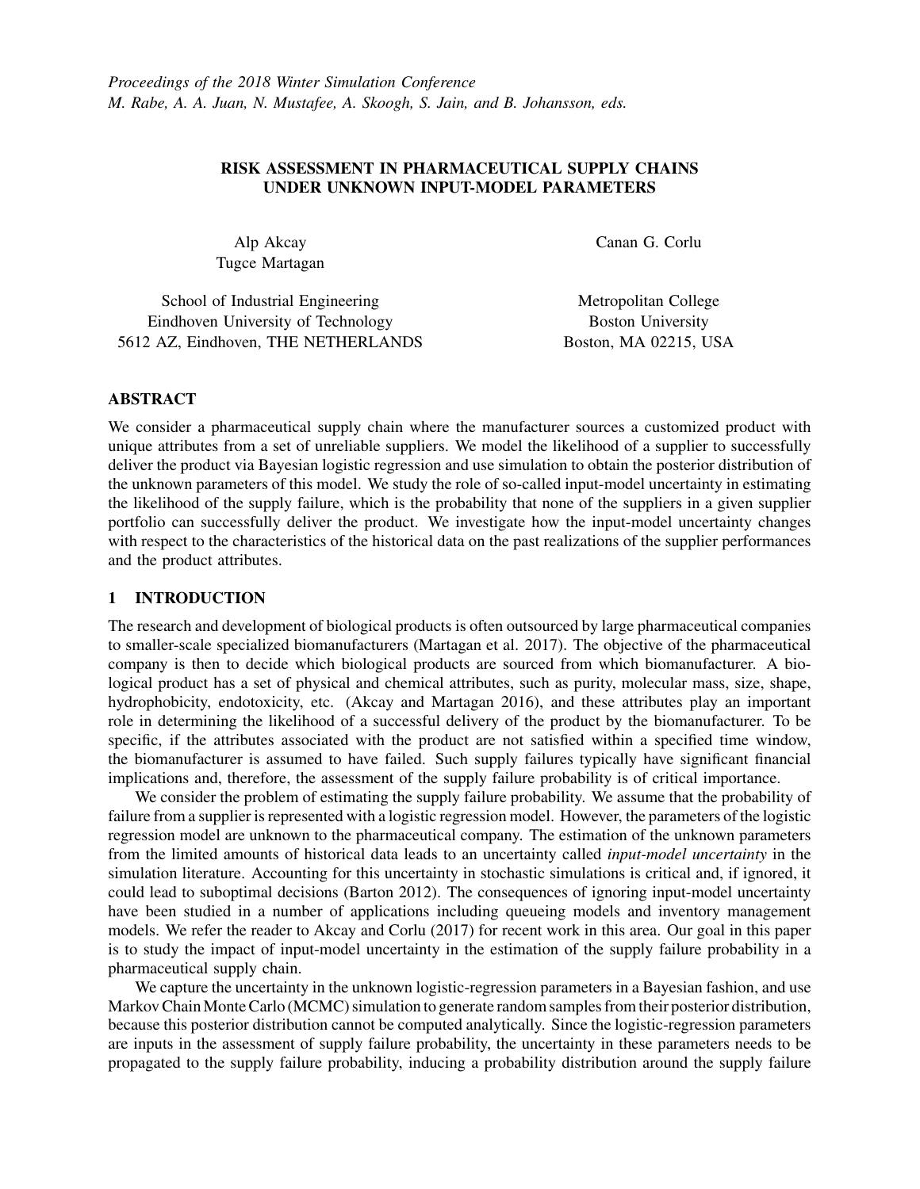*Proceedings of the 2018 Winter Simulation Conference*
*M. Rabe, A. A. Juan, N. Mustafee, A. Skoogh, S. Jain, and B. Johansson, eds.*

# RISK ASSESSMENT IN PHARMACEUTICAL SUPPLY CHAINS UNDER UNKNOWN INPUT-MODEL PARAMETERS

Alp Akcay
Tugce Martagan

School of Industrial Engineering
Eindhoven University of Technology
5612 AZ, Eindhoven, THE NETHERLANDS

Canan G. Corlu

Metropolitan College
Boston University
Boston, MA 02215, USA

## ABSTRACT

We consider a pharmaceutical supply chain where the manufacturer sources a customized product with unique attributes from a set of unreliable suppliers. We model the likelihood of a supplier to successfully deliver the product via Bayesian logistic regression and use simulation to obtain the posterior distribution of the unknown parameters of this model. We study the role of so-called input-model uncertainty in estimating the likelihood of the supply failure, which is the probability that none of the suppliers in a given supplier portfolio can successfully deliver the product. We investigate how the input-model uncertainty changes with respect to the characteristics of the historical data on the past realizations of the supplier performances and the product attributes.

## 1 INTRODUCTION

The research and development of biological products is often outsourced by large pharmaceutical companies to smaller-scale specialized biomanufacturers (Martagan et al. 2017). The objective of the pharmaceutical company is then to decide which biological products are sourced from which biomanufacturer. A biological product has a set of physical and chemical attributes, such as purity, molecular mass, size, shape, hydrophobicity, endotoxicity, etc. (Akcay and Martagan 2016), and these attributes play an important role in determining the likelihood of a successful delivery of the product by the biomanufacturer. To be specific, if the attributes associated with the product are not satisfied within a specified time window, the biomanufacturer is assumed to have failed. Such supply failures typically have significant financial implications and, therefore, the assessment of the supply failure probability is of critical importance.

We consider the problem of estimating the supply failure probability. We assume that the probability of failure from a supplier is represented with a logistic regression model. However, the parameters of the logistic regression model are unknown to the pharmaceutical company. The estimation of the unknown parameters from the limited amounts of historical data leads to an uncertainty called *input-model uncertainty* in the simulation literature. Accounting for this uncertainty in stochastic simulations is critical and, if ignored, it could lead to suboptimal decisions (Barton 2012). The consequences of ignoring input-model uncertainty have been studied in a number of applications including queueing models and inventory management models. We refer the reader to Akcay and Corlu (2017) for recent work in this area. Our goal in this paper is to study the impact of input-model uncertainty in the estimation of the supply failure probability in a pharmaceutical supply chain.

We capture the uncertainty in the unknown logistic-regression parameters in a Bayesian fashion, and use Markov Chain Monte Carlo (MCMC) simulation to generate random samples from their posterior distribution, because this posterior distribution cannot be computed analytically. Since the logistic-regression parameters are inputs in the assessment of supply failure probability, the uncertainty in these parameters needs to be propagated to the supply failure probability, inducing a probability distribution around the supply failure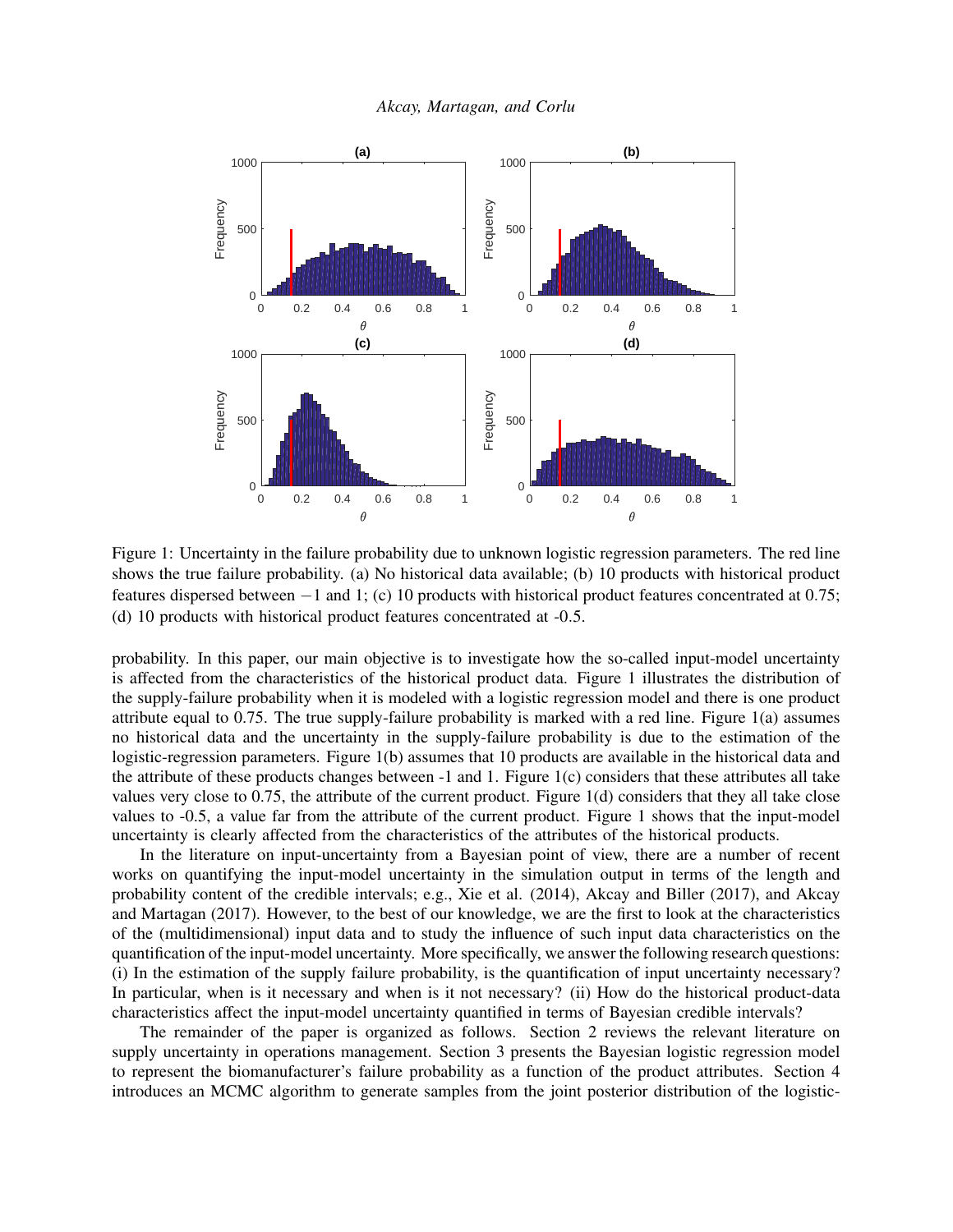(a)

1000

500

0

Frequency

0 0.2 0.4 0.6 0.8 1

$\theta$

(b)

1000

500

0

Frequency

0 0.2 0.4 0.6 0.8 1

$\theta$

(c)

1000

500

0

Frequency

0 0.2 0.4 0.6 0.8 1

$\theta$

(d)

1000

500

0

Frequency

0 0.2 0.4 0.6 0.8 1

$\theta$

Figure 1: Uncertainty in the failure probability due to unknown logistic regression parameters. The red line shows the true failure probability. (a) No historical data available; (b) 10 products with historical product features dispersed between $-1$ and 1; (c) 10 products with historical product features concentrated at 0.75; (d) 10 products with historical product features concentrated at -0.5.

probability. In this paper, our main objective is to investigate how the so-called input-model uncertainty is affected from the characteristics of the historical product data. Figure 1 illustrates the distribution of the supply-failure probability when it is modeled with a logistic regression model and there is one product attribute equal to 0.75. The true supply-failure probability is marked with a red line. Figure 1(a) assumes no historical data and the uncertainty in the supply-failure probability is due to the estimation of the logistic-regression parameters. Figure 1(b) assumes that 10 products are available in the historical data and the attribute of these products changes between -1 and 1. Figure 1(c) considers that these attributes all take values very close to 0.75, the attribute of the current product. Figure 1(d) considers that they all take close values to -0.5, a value far from the attribute of the current product. Figure 1 shows that the input-model uncertainty is clearly affected from the characteristics of the attributes of the historical products.

In the literature on input-uncertainty from a Bayesian point of view, there are a number of recent works on quantifying the input-model uncertainty in the simulation output in terms of the length and probability content of the credible intervals; e.g., Xie et al. (2014), Akcay and Biller (2017), and Akcay and Martagan (2017). However, to the best of our knowledge, we are the first to look at the characteristics of the (multidimensional) input data and to study the influence of such input data characteristics on the quantification of the input-model uncertainty. More specifically, we answer the following research questions: (i) In the estimation of the supply failure probability, is the quantification of input uncertainty necessary? In particular, when is it necessary and when is it not necessary? (ii) How do the historical product-data characteristics affect the input-model uncertainty quantified in terms of Bayesian credible intervals?

The remainder of the paper is organized as follows. Section 2 reviews the relevant literature on supply uncertainty in operations management. Section 3 presents the Bayesian logistic regression model to represent the biomanufacturer's failure probability as a function of the product attributes. Section 4 introduces an MCMC algorithm to generate samples from the joint posterior distribution of the logistic-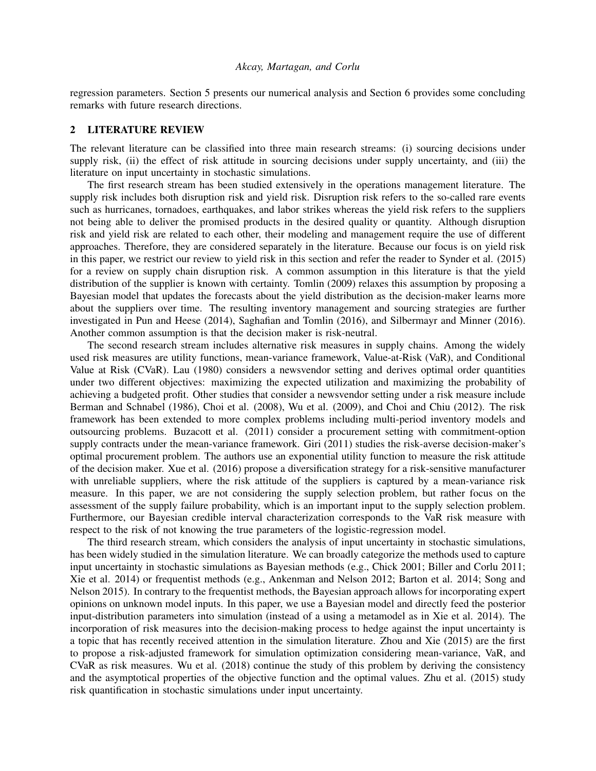regression parameters. Section 5 presents our numerical analysis and Section 6 provides some concluding remarks with future research directions.

## 2 LITERATURE REVIEW

The relevant literature can be classified into three main research streams: (i) sourcing decisions under supply risk, (ii) the effect of risk attitude in sourcing decisions under supply uncertainty, and (iii) the literature on input uncertainty in stochastic simulations.

The first research stream has been studied extensively in the operations management literature. The supply risk includes both disruption risk and yield risk. Disruption risk refers to the so-called rare events such as hurricanes, tornadoes, earthquakes, and labor strikes whereas the yield risk refers to the suppliers not being able to deliver the promised products in the desired quality or quantity. Although disruption risk and yield risk are related to each other, their modeling and management require the use of different approaches. Therefore, they are considered separately in the literature. Because our focus is on yield risk in this paper, we restrict our review to yield risk in this section and refer the reader to Synder et al. (2015) for a review on supply chain disruption risk. A common assumption in this literature is that the yield distribution of the supplier is known with certainty. Tomlin (2009) relaxes this assumption by proposing a Bayesian model that updates the forecasts about the yield distribution as the decision-maker learns more about the suppliers over time. The resulting inventory management and sourcing strategies are further investigated in Pun and Heese (2014), Saghafian and Tomlin (2016), and Silbermayr and Minner (2016). Another common assumption is that the decision maker is risk-neutral.

The second research stream includes alternative risk measures in supply chains. Among the widely used risk measures are utility functions, mean-variance framework, Value-at-Risk (VaR), and Conditional Value at Risk (CVaR). Lau (1980) considers a newsvendor setting and derives optimal order quantities under two different objectives: maximizing the expected utilization and maximizing the probability of achieving a budgeted profit. Other studies that consider a newsvendor setting under a risk measure include Berman and Schnabel (1986), Choi et al. (2008), Wu et al. (2009), and Choi and Chiu (2012). The risk framework has been extended to more complex problems including multi-period inventory models and outsourcing problems. Buzacott et al. (2011) consider a procurement setting with commitment-option supply contracts under the mean-variance framework. Giri (2011) studies the risk-averse decision-maker's optimal procurement problem. The authors use an exponential utility function to measure the risk attitude of the decision maker. Xue et al. (2016) propose a diversification strategy for a risk-sensitive manufacturer with unreliable suppliers, where the risk attitude of the suppliers is captured by a mean-variance risk measure. In this paper, we are not considering the supply selection problem, but rather focus on the assessment of the supply failure probability, which is an important input to the supply selection problem. Furthermore, our Bayesian credible interval characterization corresponds to the VaR risk measure with respect to the risk of not knowing the true parameters of the logistic-regression model.

The third research stream, which considers the analysis of input uncertainty in stochastic simulations, has been widely studied in the simulation literature. We can broadly categorize the methods used to capture input uncertainty in stochastic simulations as Bayesian methods (e.g., Chick 2001; Biller and Corlu 2011; Xie et al. 2014) or frequentist methods (e.g., Ankenman and Nelson 2012; Barton et al. 2014; Song and Nelson 2015). In contrary to the frequentist methods, the Bayesian approach allows for incorporating expert opinions on unknown model inputs. In this paper, we use a Bayesian model and directly feed the posterior input-distribution parameters into simulation (instead of a using a metamodel as in Xie et al. 2014). The incorporation of risk measures into the decision-making process to hedge against the input uncertainty is a topic that has recently received attention in the simulation literature. Zhou and Xie (2015) are the first to propose a risk-adjusted framework for simulation optimization considering mean-variance, VaR, and CVaR as risk measures. Wu et al. (2018) continue the study of this problem by deriving the consistency and the asymptotical properties of the objective function and the optimal values. Zhu et al. (2015) study risk quantification in stochastic simulations under input uncertainty.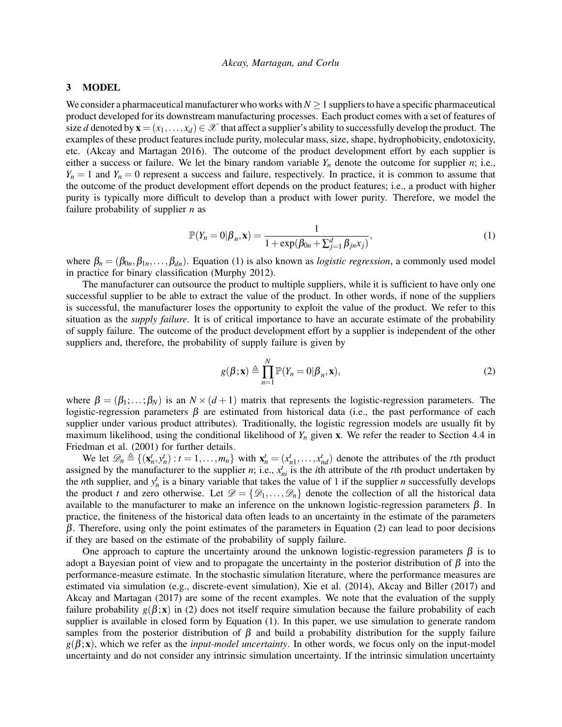## 3 MODEL

We consider a pharmaceutical manufacturer who works with $N \geq 1$ suppliers to have a specific pharmaceutical product developed for its downstream manufacturing processes. Each product comes with a set of features of size $d$ denoted by $\mathbf{x} = (x_1, \ldots, x_d) \in \mathscr{X}$ that affect a supplier's ability to successfully develop the product. The examples of these product features include purity, molecular mass, size, shape, hydrophobicity, endotoxicity, etc. (Akcay and Martagan 2016). The outcome of the product development effort by each supplier is either a success or failure. We let the binary random variable $Y_n$ denote the outcome for supplier $n$; i.e., $Y_n = 1$ and $Y_n = 0$ represent a success and failure, respectively. In practice, it is common to assume that the outcome of the product development effort depends on the product features; i.e., a product with higher purity is typically more difficult to develop than a product with lower purity. Therefore, we model the failure probability of supplier $n$ as

$$\mathbb{P}(Y_n = 0 | \beta_n, \mathbf{x}) = \frac{1}{1 + \exp(\beta_{0n} + \sum_{j=1}^{d} \beta_{jn} x_j)}, \tag{1}$$

where $\beta_n = (\beta_{0n}, \beta_{1n}, \ldots, \beta_{dn})$. Equation (1) is also known as *logistic regression*, a commonly used model in practice for binary classification (Murphy 2012).

The manufacturer can outsource the product to multiple suppliers, while it is sufficient to have only one successful supplier to be able to extract the value of the product. In other words, if none of the suppliers is successful, the manufacturer loses the opportunity to exploit the value of the product. We refer to this situation as the *supply failure*. It is of critical importance to have an accurate estimate of the probability of supply failure. The outcome of the product development effort by a supplier is independent of the other suppliers and, therefore, the probability of supply failure is given by

$$g(\beta; \mathbf{x}) \triangleq \prod_{n=1}^{N} \mathbb{P}(Y_n = 0 | \beta_n, \mathbf{x}), \tag{2}$$

where $\beta = (\beta_1; \ldots; \beta_N)$ is an $N \times (d+1)$ matrix that represents the logistic-regression parameters. The logistic-regression parameters $\beta$ are estimated from historical data (i.e., the past performance of each supplier under various product attributes). Traditionally, the logistic regression models are usually fit by maximum likelihood, using the conditional likelihood of $Y_n$ given $\mathbf{x}$. We refer the reader to Section 4.4 in Friedman et al. (2001) for further details.

We let $\mathscr{D}_n \triangleq \{(\mathbf{x}_n^t, y_n^t) : t = 1, \ldots, m_n\}$ with $\mathbf{x}_n^t = (x_{n1}^t, \ldots, x_{nd}^t)$ denote the attributes of the $t$th product assigned by the manufacturer to the supplier $n$; i.e., $x_{ni}^t$ is the $i$th attribute of the $t$th product undertaken by the $n$th supplier, and $y_n^t$ is a binary variable that takes the value of 1 if the supplier $n$ successfully develops the product $t$ and zero otherwise. Let $\mathscr{D} = \{\mathscr{D}_1, \ldots, \mathscr{D}_n\}$ denote the collection of all the historical data available to the manufacturer to make an inference on the unknown logistic-regression parameters $\beta$. In practice, the finiteness of the historical data often leads to an uncertainty in the estimate of the parameters $\beta$. Therefore, using only the point estimates of the parameters in Equation (2) can lead to poor decisions if they are based on the estimate of the probability of supply failure.

One approach to capture the uncertainty around the unknown logistic-regression parameters $\beta$ is to adopt a Bayesian point of view and to propagate the uncertainty in the posterior distribution of $\beta$ into the performance-measure estimate. In the stochastic simulation literature, where the performance measures are estimated via simulation (e.g., discrete-event simulation), Xie et al. (2014), Akcay and Biller (2017) and Akcay and Martagan (2017) are some of the recent examples. We note that the evaluation of the supply failure probability $g(\beta; \mathbf{x})$ in (2) does not itself require simulation because the failure probability of each supplier is available in closed form by Equation (1). In this paper, we use simulation to generate random samples from the posterior distribution of $\beta$ and build a probability distribution for the supply failure $g(\beta; \mathbf{x})$, which we refer as the *input-model uncertainty*. In other words, we focus only on the input-model uncertainty and do not consider any intrinsic simulation uncertainty. If the intrinsic simulation uncertainty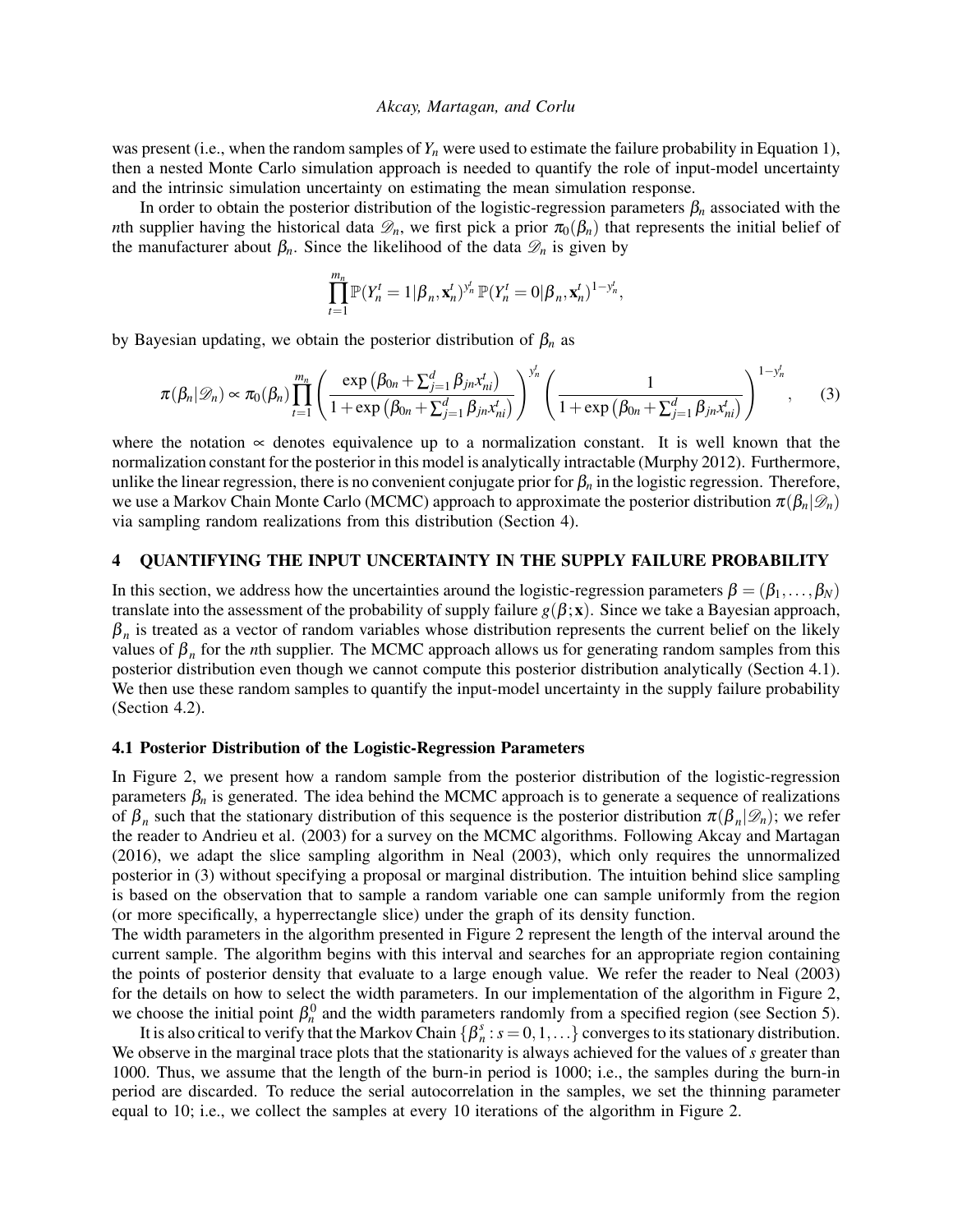was present (i.e., when the random samples of $Y_n$ were used to estimate the failure probability in Equation 1), then a nested Monte Carlo simulation approach is needed to quantify the role of input-model uncertainty and the intrinsic simulation uncertainty on estimating the mean simulation response.

In order to obtain the posterior distribution of the logistic-regression parameters $\beta_n$ associated with the $n$th supplier having the historical data $\mathscr{D}_n$, we first pick a prior $\pi_0(\beta_n)$ that represents the initial belief of the manufacturer about $\beta_n$. Since the likelihood of the data $\mathscr{D}_n$ is given by

$$\prod_{t=1}^{m_n} \mathbb{P}(Y_n^t = 1 | \beta_n, \mathbf{x}_n^t)^{y_n^t} \, \mathbb{P}(Y_n^t = 0 | \beta_n, \mathbf{x}_n^t)^{1-y_n^t},$$

by Bayesian updating, we obtain the posterior distribution of $\beta_n$ as

$$\pi(\beta_n | \mathscr{D}_n) \propto \pi_0(\beta_n) \prod_{t=1}^{m_n} \left( \frac{\exp\left(\beta_{0n} + \sum_{j=1}^{d} \beta_{jn} x_{ni}^t\right)}{1 + \exp\left(\beta_{0n} + \sum_{j=1}^{d} \beta_{jn} x_{ni}^t\right)} \right)^{y_n^t} \left( \frac{1}{1 + \exp\left(\beta_{0n} + \sum_{j=1}^{d} \beta_{jn} x_{ni}^t\right)} \right)^{1-y_n^t}, \tag{3}$$

where the notation $\propto$ denotes equivalence up to a normalization constant. It is well known that the normalization constant for the posterior in this model is analytically intractable (Murphy 2012). Furthermore, unlike the linear regression, there is no convenient conjugate prior for $\beta_n$ in the logistic regression. Therefore, we use a Markov Chain Monte Carlo (MCMC) approach to approximate the posterior distribution $\pi(\beta_n | \mathscr{D}_n)$ via sampling random realizations from this distribution (Section 4).

## 4 QUANTIFYING THE INPUT UNCERTAINTY IN THE SUPPLY FAILURE PROBABILITY

In this section, we address how the uncertainties around the logistic-regression parameters $\beta = (\beta_1, \ldots, \beta_N)$ translate into the assessment of the probability of supply failure $g(\beta; \mathbf{x})$. Since we take a Bayesian approach, $\beta_n$ is treated as a vector of random variables whose distribution represents the current belief on the likely values of $\beta_n$ for the $n$th supplier. The MCMC approach allows us for generating random samples from this posterior distribution even though we cannot compute this posterior distribution analytically (Section 4.1). We then use these random samples to quantify the input-model uncertainty in the supply failure probability (Section 4.2).

### 4.1 Posterior Distribution of the Logistic-Regression Parameters

In Figure 2, we present how a random sample from the posterior distribution of the logistic-regression parameters $\beta_n$ is generated. The idea behind the MCMC approach is to generate a sequence of realizations of $\beta_n$ such that the stationary distribution of this sequence is the posterior distribution $\pi(\beta_n | \mathscr{D}_n)$; we refer the reader to Andrieu et al. (2003) for a survey on the MCMC algorithms. Following Akcay and Martagan (2016), we adapt the slice sampling algorithm in Neal (2003), which only requires the unnormalized posterior in (3) without specifying a proposal or marginal distribution. The intuition behind slice sampling is based on the observation that to sample a random variable one can sample uniformly from the region (or more specifically, a hyperrectangle slice) under the graph of its density function.

The width parameters in the algorithm presented in Figure 2 represent the length of the interval around the current sample. The algorithm begins with this interval and searches for an appropriate region containing the points of posterior density that evaluate to a large enough value. We refer the reader to Neal (2003) for the details on how to select the width parameters. In our implementation of the algorithm in Figure 2, we choose the initial point $\beta_n^0$ and the width parameters randomly from a specified region (see Section 5).

It is also critical to verify that the Markov Chain $\{\beta_n^s : s = 0, 1, \ldots\}$ converges to its stationary distribution. We observe in the marginal trace plots that the stationarity is always achieved for the values of $s$ greater than 1000. Thus, we assume that the length of the burn-in period is 1000; i.e., the samples during the burn-in period are discarded. To reduce the serial autocorrelation in the samples, we set the thinning parameter equal to 10; i.e., we collect the samples at every 10 iterations of the algorithm in Figure 2.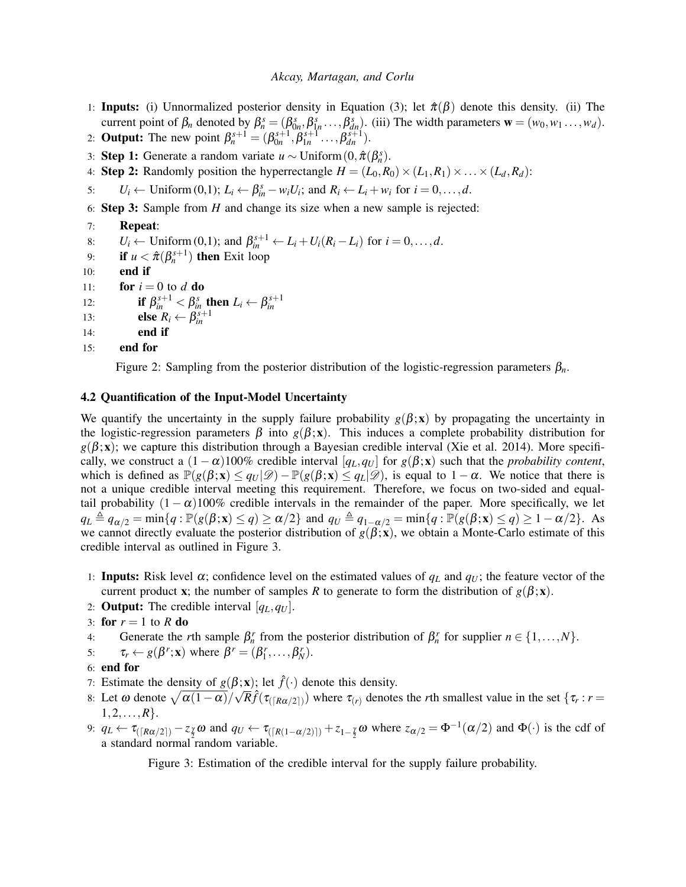1: **Inputs:** (i) Unnormalized posterior density in Equation (3); let $\hat{\pi}(\beta)$ denote this density. (ii) The current point of $\beta_n$ denoted by $\beta_n^s = (\beta_{0n}^s, \beta_{1n}^s \ldots, \beta_{dn}^s)$. (iii) The width parameters $\mathbf{w} = (w_0, w_1 \ldots, w_d)$.
2: **Output:** The new point $\beta_n^{s+1} = (\beta_{0n}^{s+1}, \beta_{1n}^{s+1} \ldots, \beta_{dn}^{s+1})$.
3: **Step 1:** Generate a random variate $u \sim \text{Uniform}(0, \hat{\pi}(\beta_n^s))$.
4: **Step 2:** Randomly position the hyperrectangle $H = (L_0, R_0) \times (L_1, R_1) \times \ldots \times (L_d, R_d)$:
5: $\quad U_i \leftarrow \text{Uniform}(0,1)$; $L_i \leftarrow \beta_{in}^s - w_i U_i$; and $R_i \leftarrow L_i + w_i$ for $i = 0, \ldots, d$.
6: **Step 3:** Sample from $H$ and change its size when a new sample is rejected:
7: $\quad$ **Repeat**:
8: $\quad U_i \leftarrow \text{Uniform}(0,1)$; and $\beta_{in}^{s+1} \leftarrow L_i + U_i(R_i - L_i)$ for $i = 0, \ldots, d$.
9: $\quad$ **if** $u < \hat{\pi}(\beta_n^{s+1})$ **then** Exit loop
10: $\quad$ **end if**
11: $\quad$ **for** $i = 0$ to $d$ **do**
12: $\quad\quad$ **if** $\beta_{in}^{s+1} < \beta_{in}^s$ **then** $L_i \leftarrow \beta_{in}^{s+1}$
13: $\quad\quad$ **else** $R_i \leftarrow \beta_{in}^{s+1}$
14: $\quad\quad$ **end if**
15: $\quad$ **end for**

Figure 2: Sampling from the posterior distribution of the logistic-regression parameters $\beta_n$.

### 4.2 Quantification of the Input-Model Uncertainty

We quantify the uncertainty in the supply failure probability $g(\beta;\mathbf{x})$ by propagating the uncertainty in the logistic-regression parameters $\beta$ into $g(\beta;\mathbf{x})$. This induces a complete probability distribution for $g(\beta;\mathbf{x})$; we capture this distribution through a Bayesian credible interval (Xie et al. 2014). More specifically, we construct a $(1-\alpha)100\%$ credible interval $[q_L, q_U]$ for $g(\beta;\mathbf{x})$ such that the *probability content*, which is defined as $\mathbb{P}(g(\beta;\mathbf{x}) \leq q_U|\mathscr{D}) - \mathbb{P}(g(\beta;\mathbf{x}) \leq q_L|\mathscr{D})$, is equal to $1-\alpha$. We notice that there is not a unique credible interval meeting this requirement. Therefore, we focus on two-sided and equal-tail probability $(1-\alpha)100\%$ credible intervals in the remainder of the paper. More specifically, we let $q_L \triangleq q_{\alpha/2} = \min\{q : \mathbb{P}(g(\beta;\mathbf{x}) \leq q) \geq \alpha/2\}$ and $q_U \triangleq q_{1-\alpha/2} = \min\{q : \mathbb{P}(g(\beta;\mathbf{x}) \leq q) \geq 1-\alpha/2\}$. As we cannot directly evaluate the posterior distribution of $g(\beta;\mathbf{x})$, we obtain a Monte-Carlo estimate of this credible interval as outlined in Figure 3.

1: **Inputs:** Risk level $\alpha$; confidence level on the estimated values of $q_L$ and $q_U$; the feature vector of the current product $\mathbf{x}$; the number of samples $R$ to generate to form the distribution of $g(\beta;\mathbf{x})$.
2: **Output:** The credible interval $[q_L, q_U]$.
3: **for** $r = 1$ to $R$ **do**
4: $\quad$ Generate the $r$th sample $\beta_n^r$ from the posterior distribution of $\beta_n^r$ for supplier $n \in \{1, \ldots, N\}$.
5: $\quad \tau_r \leftarrow g(\beta^r;\mathbf{x})$ where $\beta^r = (\beta_1^r, \ldots, \beta_N^r)$.
6: **end for**
7: Estimate the density of $g(\beta;\mathbf{x})$; let $\hat{f}(\cdot)$ denote this density.
8: Let $\omega$ denote $\sqrt{\alpha(1-\alpha)}/\sqrt{R}\hat{f}(\tau_{(\lceil R\alpha/2 \rceil)})$ where $\tau_{(r)}$ denotes the $r$th smallest value in the set $\{\tau_r : r = 1, 2, \ldots, R\}$.
9: $q_L \leftarrow \tau_{(\lceil R\alpha/2 \rceil)} - z_{\frac{\gamma}{2}}\omega$ and $q_U \leftarrow \tau_{(\lceil R(1-\alpha/2) \rceil)} + z_{1-\frac{\gamma}{2}}\omega$ where $z_{\alpha/2} = \Phi^{-1}(\alpha/2)$ and $\Phi(\cdot)$ is the cdf of a standard normal random variable.

Figure 3: Estimation of the credible interval for the supply failure probability.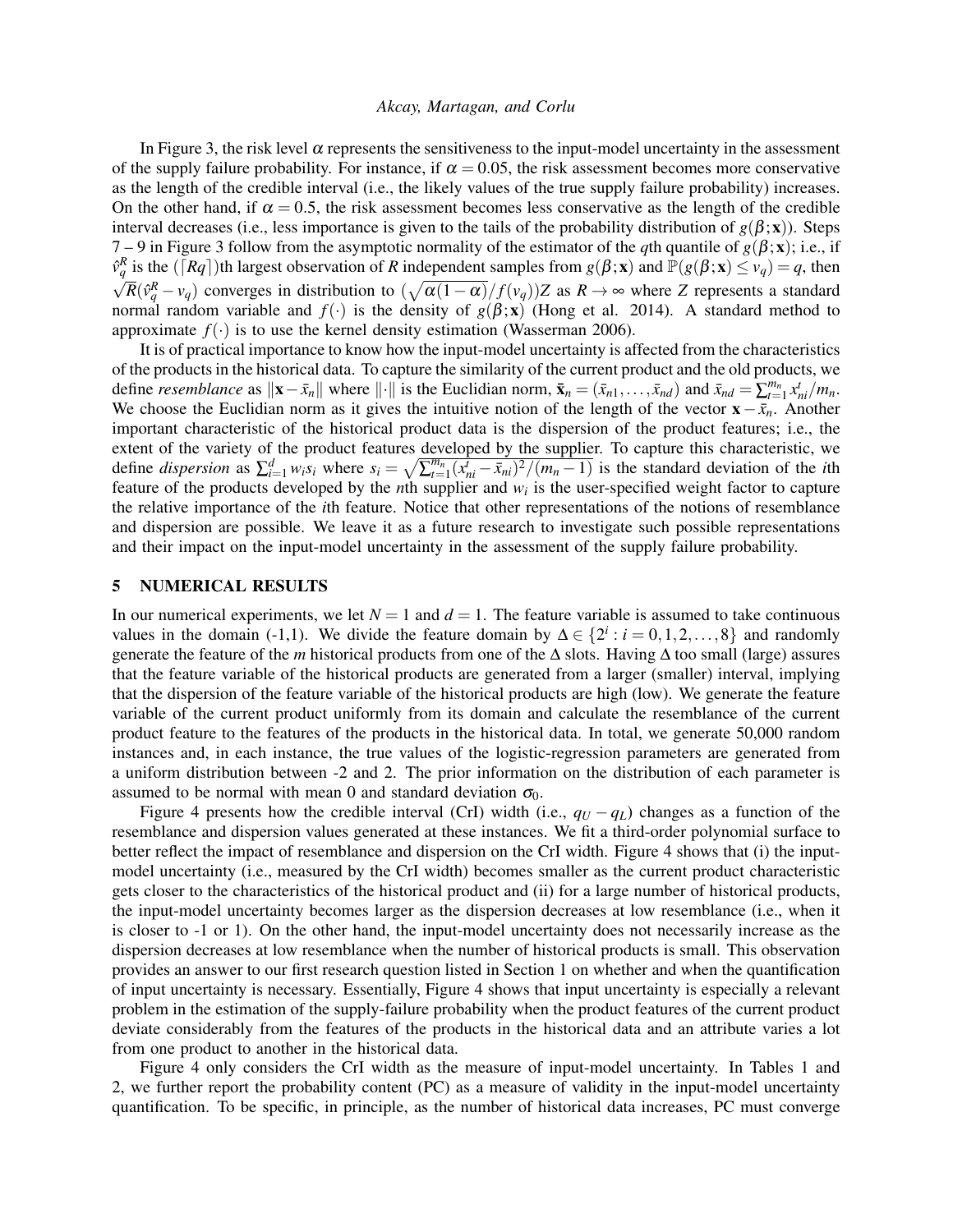In Figure 3, the risk level $\alpha$ represents the sensitiveness to the input-model uncertainty in the assessment of the supply failure probability. For instance, if $\alpha = 0.05$, the risk assessment becomes more conservative as the length of the credible interval (i.e., the likely values of the true supply failure probability) increases. On the other hand, if $\alpha = 0.5$, the risk assessment becomes less conservative as the length of the credible interval decreases (i.e., less importance is given to the tails of the probability distribution of $g(\beta;\mathbf{x})$). Steps 7 – 9 in Figure 3 follow from the asymptotic normality of the estimator of the $q$th quantile of $g(\beta;\mathbf{x})$; i.e., if $\hat{v}_q^R$ is the ($\lceil Rq \rceil$)th largest observation of $R$ independent samples from $g(\beta;\mathbf{x})$ and $\mathbb{P}(g(\beta;\mathbf{x}) \leq v_q) = q$, then $\sqrt{R}(\hat{v}_q^R - v_q)$ converges in distribution to $(\sqrt{\alpha(1-\alpha)}/f(v_q))Z$ as $R \to \infty$ where $Z$ represents a standard normal random variable and $f(\cdot)$ is the density of $g(\beta;\mathbf{x})$ (Hong et al. 2014). A standard method to approximate $f(\cdot)$ is to use the kernel density estimation (Wasserman 2006).

It is of practical importance to know how the input-model uncertainty is affected from the characteristics of the products in the historical data. To capture the similarity of the current product and the old products, we define *resemblance* as $\|\mathbf{x} - \bar{x}_n\|$ where $\|\cdot\|$ is the Euclidian norm, $\bar{\mathbf{x}}_n = (\bar{x}_{n1}, \ldots, \bar{x}_{nd})$ and $\bar{x}_{nd} = \sum_{t=1}^{m_n} x_{ni}^t / m_n$. We choose the Euclidian norm as it gives the intuitive notion of the length of the vector $\mathbf{x} - \bar{x}_n$. Another important characteristic of the historical product data is the dispersion of the product features; i.e., the extent of the variety of the product features developed by the supplier. To capture this characteristic, we define *dispersion* as $\sum_{i=1}^{d} w_i s_i$ where $s_i = \sqrt{\sum_{t=1}^{m_n} (x_{ni}^t - \bar{x}_{ni})^2 / (m_n - 1)}$ is the standard deviation of the $i$th feature of the products developed by the $n$th supplier and $w_i$ is the user-specified weight factor to capture the relative importance of the $i$th feature. Notice that other representations of the notions of resemblance and dispersion are possible. We leave it as a future research to investigate such possible representations and their impact on the input-model uncertainty in the assessment of the supply failure probability.

## 5 NUMERICAL RESULTS

In our numerical experiments, we let $N = 1$ and $d = 1$. The feature variable is assumed to take continuous values in the domain (-1,1). We divide the feature domain by $\Delta \in \{2^i : i = 0, 1, 2, \ldots, 8\}$ and randomly generate the feature of the $m$ historical products from one of the $\Delta$ slots. Having $\Delta$ too small (large) assures that the feature variable of the historical products are generated from a larger (smaller) interval, implying that the dispersion of the feature variable of the historical products are high (low). We generate the feature variable of the current product uniformly from its domain and calculate the resemblance of the current product feature to the features of the products in the historical data. In total, we generate 50,000 random instances and, in each instance, the true values of the logistic-regression parameters are generated from a uniform distribution between -2 and 2. The prior information on the distribution of each parameter is assumed to be normal with mean 0 and standard deviation $\sigma_0$.

Figure 4 presents how the credible interval (CrI) width (i.e., $q_U - q_L$) changes as a function of the resemblance and dispersion values generated at these instances. We fit a third-order polynomial surface to better reflect the impact of resemblance and dispersion on the CrI width. Figure 4 shows that (i) the input-model uncertainty (i.e., measured by the CrI width) becomes smaller as the current product characteristic gets closer to the characteristics of the historical product and (ii) for a large number of historical products, the input-model uncertainty becomes larger as the dispersion decreases at low resemblance (i.e., when it is closer to -1 or 1). On the other hand, the input-model uncertainty does not necessarily increase as the dispersion decreases at low resemblance when the number of historical products is small. This observation provides an answer to our first research question listed in Section 1 on whether and when the quantification of input uncertainty is necessary. Essentially, Figure 4 shows that input uncertainty is especially a relevant problem in the estimation of the supply-failure probability when the product features of the current product deviate considerably from the features of the products in the historical data and an attribute varies a lot from one product to another in the historical data.

Figure 4 only considers the CrI width as the measure of input-model uncertainty. In Tables 1 and 2, we further report the probability content (PC) as a measure of validity in the input-model uncertainty quantification. To be specific, in principle, as the number of historical data increases, PC must converge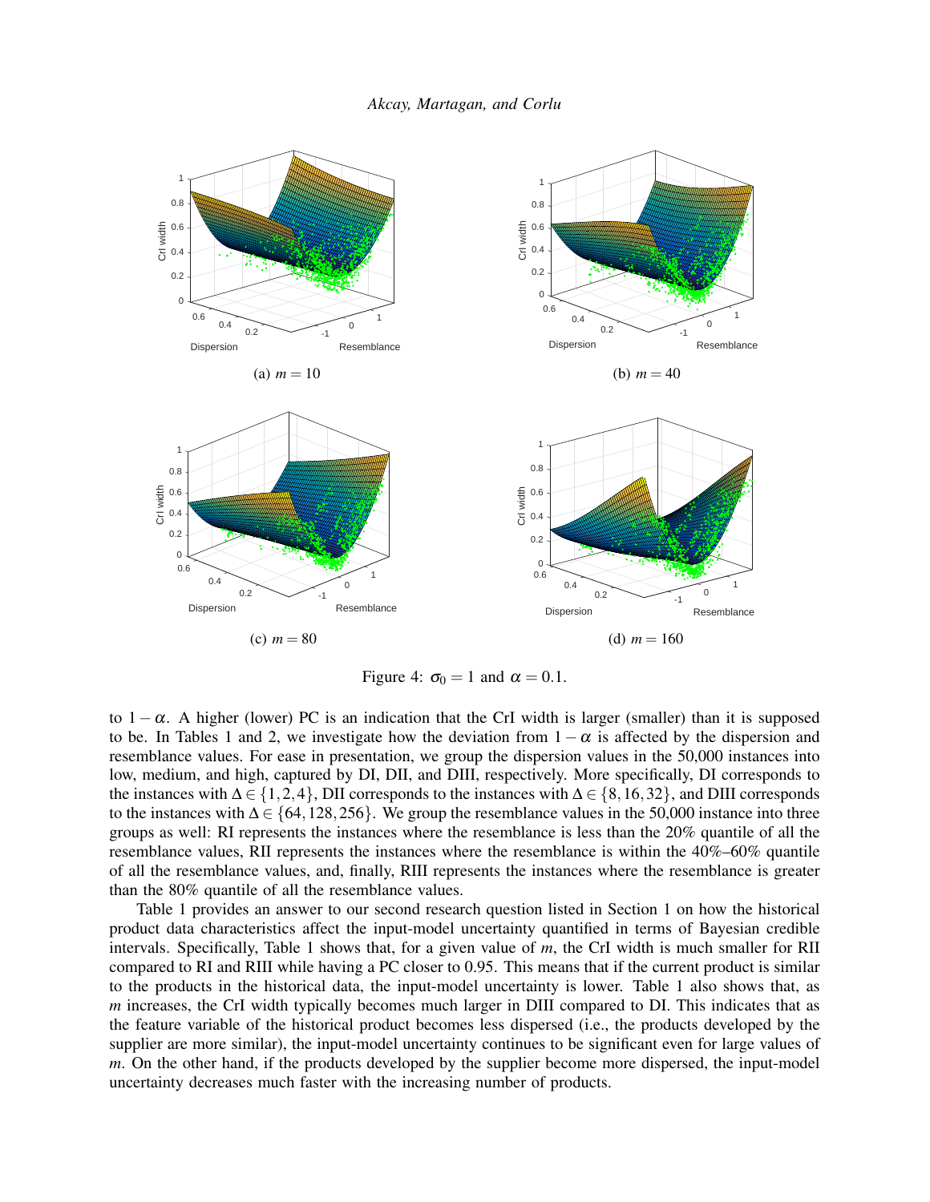CrI width

1

0.8

0.6

0.4

0.2

0

0.6

0.4

0.2

Dispersion

-1

0

1

Resemblance

(a) $m = 10$

CrI width

1

0.8

0.6

0.4

0.2

0

0.6

0.4

0.2

Dispersion

-1

0

1

Resemblance

(b) $m = 40$

CrI width

1

0.8

0.6

0.4

0.2

0

0.6

0.4

0.2

Dispersion

-1

0

1

Resemblance

(c) $m = 80$

CrI width

1

0.8

0.6

0.4

0.2

0

0.6

0.4

0.2

Dispersion

-1

0

1

Resemblance

(d) $m = 160$

Figure 4: $\sigma_0 = 1$ and $\alpha = 0.1$.

to $1-\alpha$. A higher (lower) PC is an indication that the CrI width is larger (smaller) than it is supposed to be. In Tables 1 and 2, we investigate how the deviation from $1-\alpha$ is affected by the dispersion and resemblance values. For ease in presentation, we group the dispersion values in the 50,000 instances into low, medium, and high, captured by DI, DII, and DIII, respectively. More specifically, DI corresponds to the instances with $\Delta \in \{1,2,4\}$, DII corresponds to the instances with $\Delta \in \{8,16,32\}$, and DIII corresponds to the instances with $\Delta \in \{64,128,256\}$. We group the resemblance values in the 50,000 instance into three groups as well: RI represents the instances where the resemblance is less than the 20% quantile of all the resemblance values, RII represents the instances where the resemblance is within the 40%–60% quantile of all the resemblance values, and, finally, RIII represents the instances where the resemblance is greater than the 80% quantile of all the resemblance values.

Table 1 provides an answer to our second research question listed in Section 1 on how the historical product data characteristics affect the input-model uncertainty quantified in terms of Bayesian credible intervals. Specifically, Table 1 shows that, for a given value of $m$, the CrI width is much smaller for RII compared to RI and RIII while having a PC closer to 0.95. This means that if the current product is similar to the products in the historical data, the input-model uncertainty is lower. Table 1 also shows that, as $m$ increases, the CrI width typically becomes much larger in DIII compared to DI. This indicates that as the feature variable of the historical product becomes less dispersed (i.e., the products developed by the supplier are more similar), the input-model uncertainty continues to be significant even for large values of $m$. On the other hand, if the products developed by the supplier become more dispersed, the input-model uncertainty decreases much faster with the increasing number of products.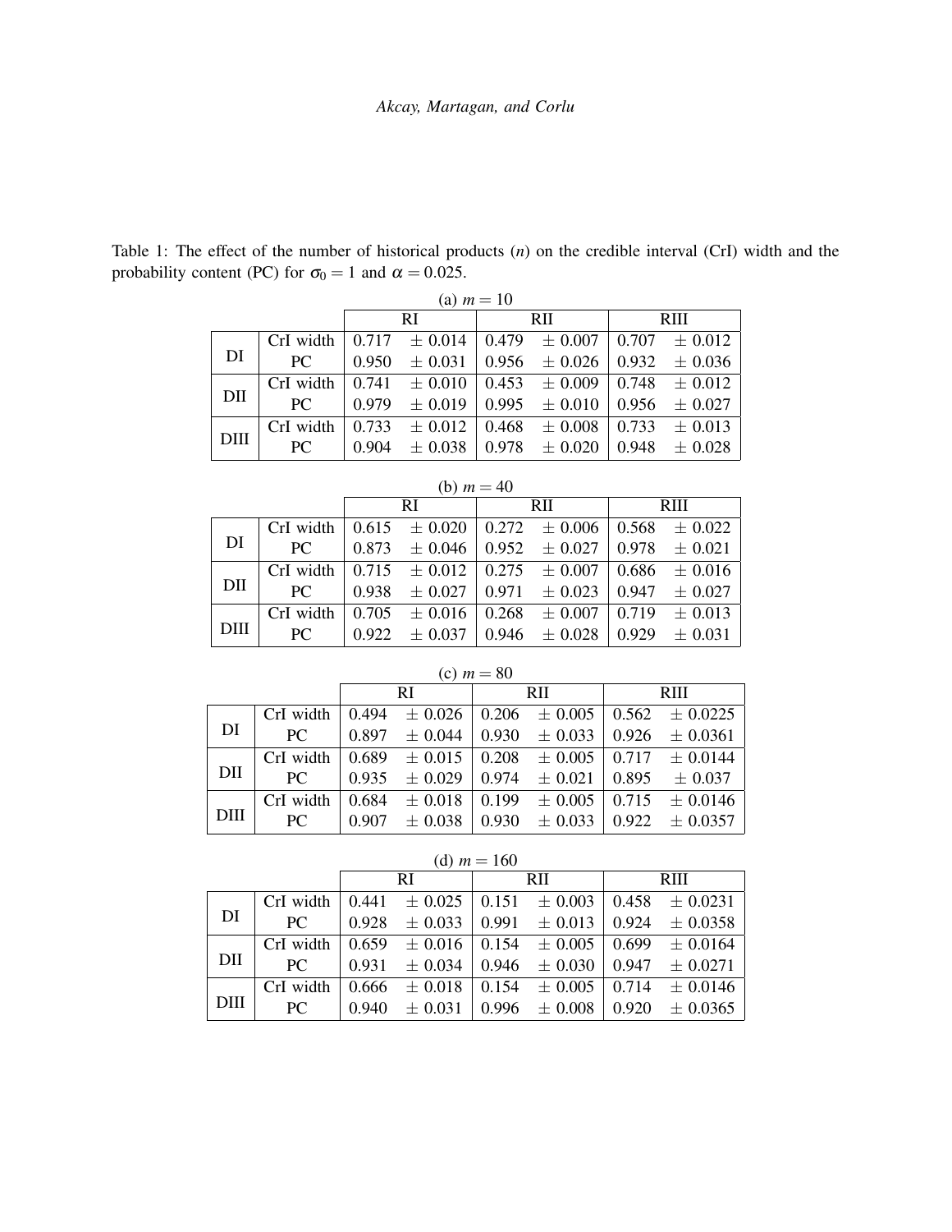Table 1: The effect of the number of historical products ($n$) on the credible interval (CrI) width and the probability content (PC) for $\sigma_0 = 1$ and $\alpha = 0.025$.

(a) $m = 10$

| | | RI | | RII | | RIII | |
|---|---|---|---|---|---|---|---|
| DI | CrI width | 0.717 | $\pm$ 0.014 | 0.479 | $\pm$ 0.007 | 0.707 | $\pm$ 0.012 |
| | PC | 0.950 | $\pm$ 0.031 | 0.956 | $\pm$ 0.026 | 0.932 | $\pm$ 0.036 |
| DII | CrI width | 0.741 | $\pm$ 0.010 | 0.453 | $\pm$ 0.009 | 0.748 | $\pm$ 0.012 |
| | PC | 0.979 | $\pm$ 0.019 | 0.995 | $\pm$ 0.010 | 0.956 | $\pm$ 0.027 |
| DIII | CrI width | 0.733 | $\pm$ 0.012 | 0.468 | $\pm$ 0.008 | 0.733 | $\pm$ 0.013 |
| | PC | 0.904 | $\pm$ 0.038 | 0.978 | $\pm$ 0.020 | 0.948 | $\pm$ 0.028 |

(b) $m = 40$

| | | RI | | RII | | RIII | |
|---|---|---|---|---|---|---|---|
| DI | CrI width | 0.615 | $\pm$ 0.020 | 0.272 | $\pm$ 0.006 | 0.568 | $\pm$ 0.022 |
| | PC | 0.873 | $\pm$ 0.046 | 0.952 | $\pm$ 0.027 | 0.978 | $\pm$ 0.021 |
| DII | CrI width | 0.715 | $\pm$ 0.012 | 0.275 | $\pm$ 0.007 | 0.686 | $\pm$ 0.016 |
| | PC | 0.938 | $\pm$ 0.027 | 0.971 | $\pm$ 0.023 | 0.947 | $\pm$ 0.027 |
| DIII | CrI width | 0.705 | $\pm$ 0.016 | 0.268 | $\pm$ 0.007 | 0.719 | $\pm$ 0.013 |
| | PC | 0.922 | $\pm$ 0.037 | 0.946 | $\pm$ 0.028 | 0.929 | $\pm$ 0.031 |

(c) $m = 80$

| | | RI | | RII | | RIII | |
|---|---|---|---|---|---|---|---|
| DI | CrI width | 0.494 | $\pm$ 0.026 | 0.206 | $\pm$ 0.005 | 0.562 | $\pm$ 0.0225 |
| | PC | 0.897 | $\pm$ 0.044 | 0.930 | $\pm$ 0.033 | 0.926 | $\pm$ 0.0361 |
| DII | CrI width | 0.689 | $\pm$ 0.015 | 0.208 | $\pm$ 0.005 | 0.717 | $\pm$ 0.0144 |
| | PC | 0.935 | $\pm$ 0.029 | 0.974 | $\pm$ 0.021 | 0.895 | $\pm$ 0.037 |
| DIII | CrI width | 0.684 | $\pm$ 0.018 | 0.199 | $\pm$ 0.005 | 0.715 | $\pm$ 0.0146 |
| | PC | 0.907 | $\pm$ 0.038 | 0.930 | $\pm$ 0.033 | 0.922 | $\pm$ 0.0357 |

(d) $m = 160$

| | | RI | | RII | | RIII | |
|---|---|---|---|---|---|---|---|
| DI | CrI width | 0.441 | $\pm$ 0.025 | 0.151 | $\pm$ 0.003 | 0.458 | $\pm$ 0.0231 |
| | PC | 0.928 | $\pm$ 0.033 | 0.991 | $\pm$ 0.013 | 0.924 | $\pm$ 0.0358 |
| DII | CrI width | 0.659 | $\pm$ 0.016 | 0.154 | $\pm$ 0.005 | 0.699 | $\pm$ 0.0164 |
| | PC | 0.931 | $\pm$ 0.034 | 0.946 | $\pm$ 0.030 | 0.947 | $\pm$ 0.0271 |
| DIII | CrI width | 0.666 | $\pm$ 0.018 | 0.154 | $\pm$ 0.005 | 0.714 | $\pm$ 0.0146 |
| | PC | 0.940 | $\pm$ 0.031 | 0.996 | $\pm$ 0.008 | 0.920 | $\pm$ 0.0365 |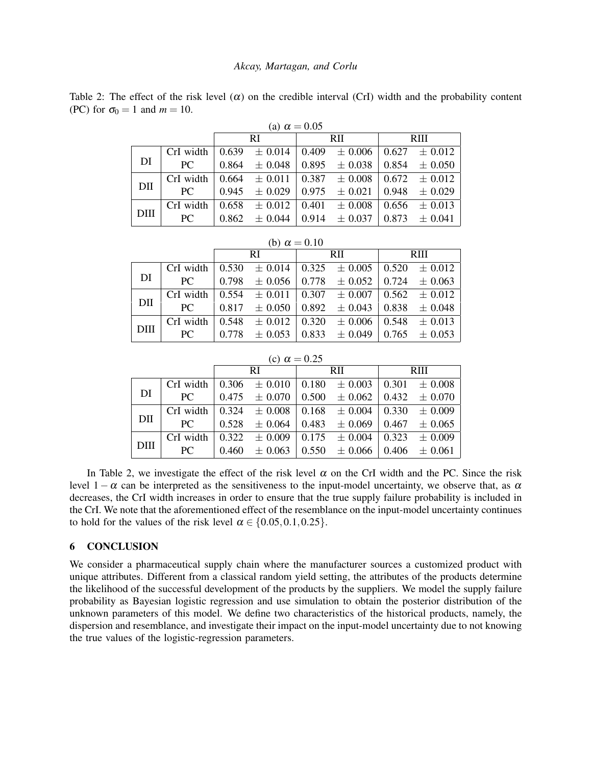Table 2: The effect of the risk level ($\alpha$) on the credible interval (CrI) width and the probability content (PC) for $\sigma_0 = 1$ and $m = 10$.

(a) $\alpha = 0.05$

| | | RI | | RII | | RIII | |
|---|---|---|---|---|---|---|---|
| DI | CrI width | 0.639 | $\pm$ 0.014 | 0.409 | $\pm$ 0.006 | 0.627 | $\pm$ 0.012 |
| | PC | 0.864 | $\pm$ 0.048 | 0.895 | $\pm$ 0.038 | 0.854 | $\pm$ 0.050 |
| DII | CrI width | 0.664 | $\pm$ 0.011 | 0.387 | $\pm$ 0.008 | 0.672 | $\pm$ 0.012 |
| | PC | 0.945 | $\pm$ 0.029 | 0.975 | $\pm$ 0.021 | 0.948 | $\pm$ 0.029 |
| DIII | CrI width | 0.658 | $\pm$ 0.012 | 0.401 | $\pm$ 0.008 | 0.656 | $\pm$ 0.013 |
| | PC | 0.862 | $\pm$ 0.044 | 0.914 | $\pm$ 0.037 | 0.873 | $\pm$ 0.041 |

(b) $\alpha = 0.10$

| | | RI | | RII | | RIII | |
|---|---|---|---|---|---|---|---|
| DI | CrI width | 0.530 | $\pm$ 0.014 | 0.325 | $\pm$ 0.005 | 0.520 | $\pm$ 0.012 |
| | PC | 0.798 | $\pm$ 0.056 | 0.778 | $\pm$ 0.052 | 0.724 | $\pm$ 0.063 |
| DII | CrI width | 0.554 | $\pm$ 0.011 | 0.307 | $\pm$ 0.007 | 0.562 | $\pm$ 0.012 |
| | PC | 0.817 | $\pm$ 0.050 | 0.892 | $\pm$ 0.043 | 0.838 | $\pm$ 0.048 |
| DIII | CrI width | 0.548 | $\pm$ 0.012 | 0.320 | $\pm$ 0.006 | 0.548 | $\pm$ 0.013 |
| | PC | 0.778 | $\pm$ 0.053 | 0.833 | $\pm$ 0.049 | 0.765 | $\pm$ 0.053 |

(c) $\alpha = 0.25$

| | | RI | | RII | | RIII | |
|---|---|---|---|---|---|---|---|
| DI | CrI width | 0.306 | $\pm$ 0.010 | 0.180 | $\pm$ 0.003 | 0.301 | $\pm$ 0.008 |
| | PC | 0.475 | $\pm$ 0.070 | 0.500 | $\pm$ 0.062 | 0.432 | $\pm$ 0.070 |
| DII | CrI width | 0.324 | $\pm$ 0.008 | 0.168 | $\pm$ 0.004 | 0.330 | $\pm$ 0.009 |
| | PC | 0.528 | $\pm$ 0.064 | 0.483 | $\pm$ 0.069 | 0.467 | $\pm$ 0.065 |
| DIII | CrI width | 0.322 | $\pm$ 0.009 | 0.175 | $\pm$ 0.004 | 0.323 | $\pm$ 0.009 |
| | PC | 0.460 | $\pm$ 0.063 | 0.550 | $\pm$ 0.066 | 0.406 | $\pm$ 0.061 |

In Table 2, we investigate the effect of the risk level $\alpha$ on the CrI width and the PC. Since the risk level $1-\alpha$ can be interpreted as the sensitiveness to the input-model uncertainty, we observe that, as $\alpha$ decreases, the CrI width increases in order to ensure that the true supply failure probability is included in the CrI. We note that the aforementioned effect of the resemblance on the input-model uncertainty continues to hold for the values of the risk level $\alpha \in \{0.05, 0.1, 0.25\}$.

## 6 CONCLUSION

We consider a pharmaceutical supply chain where the manufacturer sources a customized product with unique attributes. Different from a classical random yield setting, the attributes of the products determine the likelihood of the successful development of the products by the suppliers. We model the supply failure probability as Bayesian logistic regression and use simulation to obtain the posterior distribution of the unknown parameters of this model. We define two characteristics of the historical products, namely, the dispersion and resemblance, and investigate their impact on the input-model uncertainty due to not knowing the true values of the logistic-regression parameters.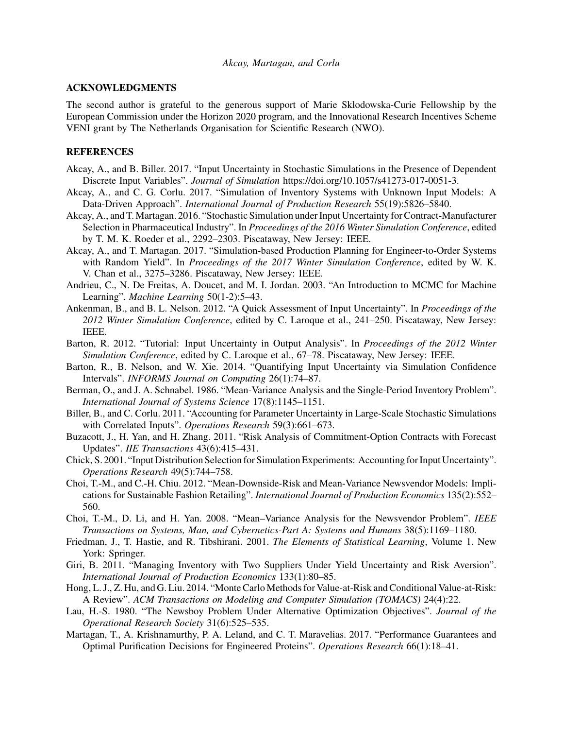## ACKNOWLEDGMENTS

The second author is grateful to the generous support of Marie Sklodowska-Curie Fellowship by the European Commission under the Horizon 2020 program, and the Innovational Research Incentives Scheme VENI grant by The Netherlands Organisation for Scientific Research (NWO).

## REFERENCES

Akcay, A., and B. Biller. 2017. "Input Uncertainty in Stochastic Simulations in the Presence of Dependent Discrete Input Variables". *Journal of Simulation* https://doi.org/10.1057/s41273-017-0051-3.

Akcay, A., and C. G. Corlu. 2017. "Simulation of Inventory Systems with Unknown Input Models: A Data-Driven Approach". *International Journal of Production Research* 55(19):5826–5840.

Akcay, A., and T. Martagan. 2016. "Stochastic Simulation under Input Uncertainty for Contract-Manufacturer Selection in Pharmaceutical Industry". In *Proceedings of the 2016 Winter Simulation Conference*, edited by T. M. K. Roeder et al., 2292–2303. Piscataway, New Jersey: IEEE.

Akcay, A., and T. Martagan. 2017. "Simulation-based Production Planning for Engineer-to-Order Systems with Random Yield". In *Proceedings of the 2017 Winter Simulation Conference*, edited by W. K. V. Chan et al., 3275–3286. Piscataway, New Jersey: IEEE.

Andrieu, C., N. De Freitas, A. Doucet, and M. I. Jordan. 2003. "An Introduction to MCMC for Machine Learning". *Machine Learning* 50(1-2):5–43.

Ankenman, B., and B. L. Nelson. 2012. "A Quick Assessment of Input Uncertainty". In *Proceedings of the 2012 Winter Simulation Conference*, edited by C. Laroque et al., 241–250. Piscataway, New Jersey: IEEE.

Barton, R. 2012. "Tutorial: Input Uncertainty in Output Analysis". In *Proceedings of the 2012 Winter Simulation Conference*, edited by C. Laroque et al., 67–78. Piscataway, New Jersey: IEEE.

Barton, R., B. Nelson, and W. Xie. 2014. "Quantifying Input Uncertainty via Simulation Confidence Intervals". *INFORMS Journal on Computing* 26(1):74–87.

Berman, O., and J. A. Schnabel. 1986. "Mean-Variance Analysis and the Single-Period Inventory Problem". *International Journal of Systems Science* 17(8):1145–1151.

Biller, B., and C. Corlu. 2011. "Accounting for Parameter Uncertainty in Large-Scale Stochastic Simulations with Correlated Inputs". *Operations Research* 59(3):661–673.

Buzacott, J., H. Yan, and H. Zhang. 2011. "Risk Analysis of Commitment-Option Contracts with Forecast Updates". *IIE Transactions* 43(6):415–431.

Chick, S. 2001. "Input Distribution Selection for Simulation Experiments: Accounting for Input Uncertainty". *Operations Research* 49(5):744–758.

Choi, T.-M., and C.-H. Chiu. 2012. "Mean-Downside-Risk and Mean-Variance Newsvendor Models: Implications for Sustainable Fashion Retailing". *International Journal of Production Economics* 135(2):552–560.

Choi, T.-M., D. Li, and H. Yan. 2008. "Mean–Variance Analysis for the Newsvendor Problem". *IEEE Transactions on Systems, Man, and Cybernetics-Part A: Systems and Humans* 38(5):1169–1180.

Friedman, J., T. Hastie, and R. Tibshirani. 2001. *The Elements of Statistical Learning*, Volume 1. New York: Springer.

Giri, B. 2011. "Managing Inventory with Two Suppliers Under Yield Uncertainty and Risk Aversion". *International Journal of Production Economics* 133(1):80–85.

Hong, L. J., Z. Hu, and G. Liu. 2014. "Monte Carlo Methods for Value-at-Risk and Conditional Value-at-Risk: A Review". *ACM Transactions on Modeling and Computer Simulation (TOMACS)* 24(4):22.

Lau, H.-S. 1980. "The Newsboy Problem Under Alternative Optimization Objectives". *Journal of the Operational Research Society* 31(6):525–535.

Martagan, T., A. Krishnamurthy, P. A. Leland, and C. T. Maravelias. 2017. "Performance Guarantees and Optimal Purification Decisions for Engineered Proteins". *Operations Research* 66(1):18–41.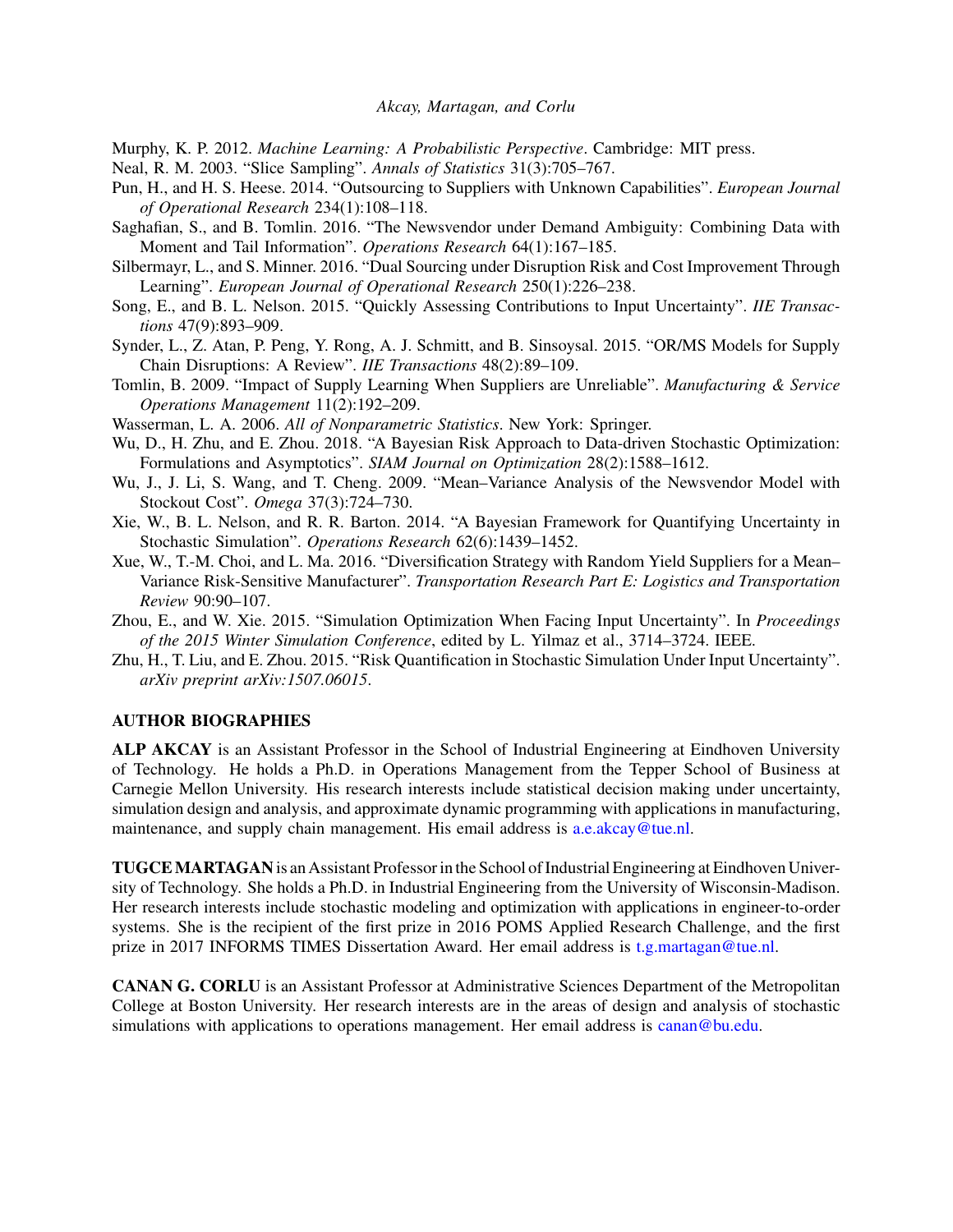Murphy, K. P. 2012. *Machine Learning: A Probabilistic Perspective*. Cambridge: MIT press.

Neal, R. M. 2003. "Slice Sampling". *Annals of Statistics* 31(3):705–767.

Pun, H., and H. S. Heese. 2014. "Outsourcing to Suppliers with Unknown Capabilities". *European Journal of Operational Research* 234(1):108–118.

Saghafian, S., and B. Tomlin. 2016. "The Newsvendor under Demand Ambiguity: Combining Data with Moment and Tail Information". *Operations Research* 64(1):167–185.

Silbermayr, L., and S. Minner. 2016. "Dual Sourcing under Disruption Risk and Cost Improvement Through Learning". *European Journal of Operational Research* 250(1):226–238.

Song, E., and B. L. Nelson. 2015. "Quickly Assessing Contributions to Input Uncertainty". *IIE Transactions* 47(9):893–909.

Synder, L., Z. Atan, P. Peng, Y. Rong, A. J. Schmitt, and B. Sinsoysal. 2015. "OR/MS Models for Supply Chain Disruptions: A Review". *IIE Transactions* 48(2):89–109.

Tomlin, B. 2009. "Impact of Supply Learning When Suppliers are Unreliable". *Manufacturing & Service Operations Management* 11(2):192–209.

Wasserman, L. A. 2006. *All of Nonparametric Statistics*. New York: Springer.

Wu, D., H. Zhu, and E. Zhou. 2018. "A Bayesian Risk Approach to Data-driven Stochastic Optimization: Formulations and Asymptotics". *SIAM Journal on Optimization* 28(2):1588–1612.

Wu, J., J. Li, S. Wang, and T. Cheng. 2009. "Mean–Variance Analysis of the Newsvendor Model with Stockout Cost". *Omega* 37(3):724–730.

Xie, W., B. L. Nelson, and R. R. Barton. 2014. "A Bayesian Framework for Quantifying Uncertainty in Stochastic Simulation". *Operations Research* 62(6):1439–1452.

Xue, W., T.-M. Choi, and L. Ma. 2016. "Diversification Strategy with Random Yield Suppliers for a Mean–Variance Risk-Sensitive Manufacturer". *Transportation Research Part E: Logistics and Transportation Review* 90:90–107.

Zhou, E., and W. Xie. 2015. "Simulation Optimization When Facing Input Uncertainty". In *Proceedings of the 2015 Winter Simulation Conference*, edited by L. Yilmaz et al., 3714–3724. IEEE.

Zhu, H., T. Liu, and E. Zhou. 2015. "Risk Quantification in Stochastic Simulation Under Input Uncertainty". *arXiv preprint arXiv:1507.06015*.

## AUTHOR BIOGRAPHIES

**ALP AKCAY** is an Assistant Professor in the School of Industrial Engineering at Eindhoven University of Technology. He holds a Ph.D. in Operations Management from the Tepper School of Business at Carnegie Mellon University. His research interests include statistical decision making under uncertainty, simulation design and analysis, and approximate dynamic programming with applications in manufacturing, maintenance, and supply chain management. His email address is a.e.akcay@tue.nl.

**TUGCE MARTAGAN** is an Assistant Professor in the School of Industrial Engineering at Eindhoven University of Technology. She holds a Ph.D. in Industrial Engineering from the University of Wisconsin-Madison. Her research interests include stochastic modeling and optimization with applications in engineer-to-order systems. She is the recipient of the first prize in 2016 POMS Applied Research Challenge, and the first prize in 2017 INFORMS TIMES Dissertation Award. Her email address is t.g.martagan@tue.nl.

**CANAN G. CORLU** is an Assistant Professor at Administrative Sciences Department of the Metropolitan College at Boston University. Her research interests are in the areas of design and analysis of stochastic simulations with applications to operations management. Her email address is canan@bu.edu.